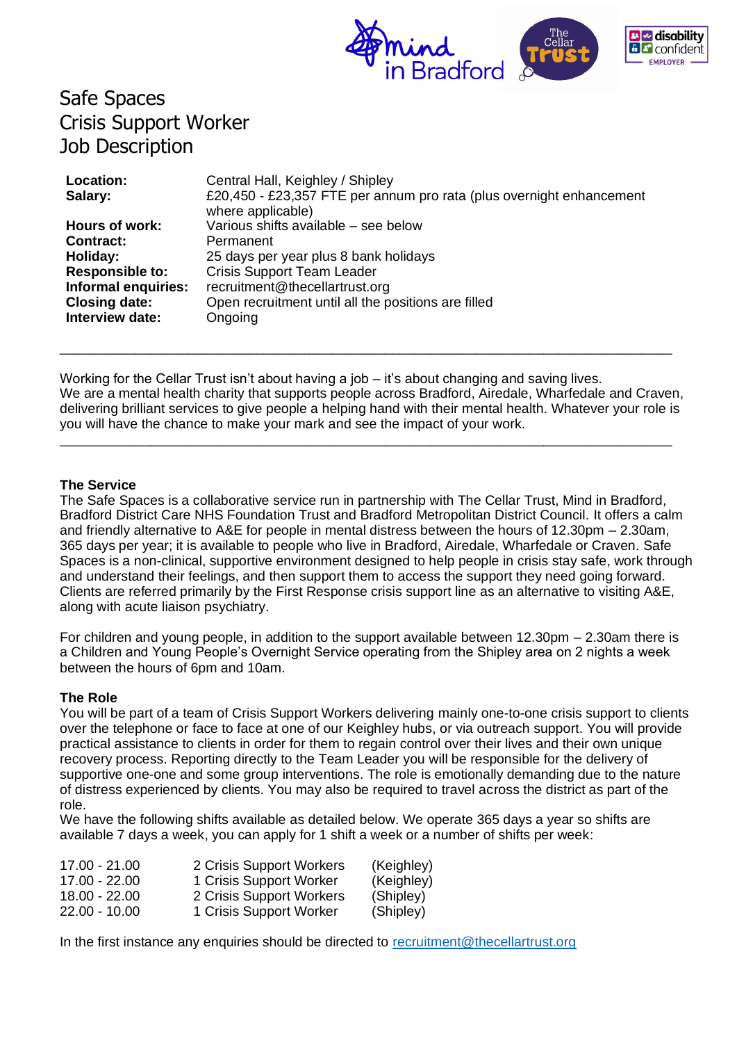# Safe Spaces
# Crisis Support Worker
# Job Description

| | |
|---|---|
| **Location:** | Central Hall, Keighley / Shipley |
| **Salary:** | £20,450 - £23,357 FTE per annum pro rata (plus overnight enhancement where applicable) |
| **Hours of work:** | Various shifts available – see below |
| **Contract:** | Permanent |
| **Holiday:** | 25 days per year plus 8 bank holidays |
| **Responsible to:** | Crisis Support Team Leader |
| **Informal enquiries:** | recruitment@thecellartrust.org |
| **Closing date:** | Open recruitment until all the positions are filled |
| **Interview date:** | Ongoing |

---

Working for the Cellar Trust isn't about having a job – it's about changing and saving lives. We are a mental health charity that supports people across Bradford, Airedale, Wharfedale and Craven, delivering brilliant services to give people a helping hand with their mental health. Whatever your role is you will have the chance to make your mark and see the impact of your work.

---

**The Service**

The Safe Spaces is a collaborative service run in partnership with The Cellar Trust, Mind in Bradford, Bradford District Care NHS Foundation Trust and Bradford Metropolitan District Council. It offers a calm and friendly alternative to A&E for people in mental distress between the hours of 12.30pm – 2.30am, 365 days per year; it is available to people who live in Bradford, Airedale, Wharfedale or Craven. Safe Spaces is a non-clinical, supportive environment designed to help people in crisis stay safe, work through and understand their feelings, and then support them to access the support they need going forward. Clients are referred primarily by the First Response crisis support line as an alternative to visiting A&E, along with acute liaison psychiatry.

For children and young people, in addition to the support available between 12.30pm – 2.30am there is a Children and Young People's Overnight Service operating from the Shipley area on 2 nights a week between the hours of 6pm and 10am.

**The Role**

You will be part of a team of Crisis Support Workers delivering mainly one-to-one crisis support to clients over the telephone or face to face at one of our Keighley hubs, or via outreach support. You will provide practical assistance to clients in order for them to regain control over their lives and their own unique recovery process. Reporting directly to the Team Leader you will be responsible for the delivery of supportive one-one and some group interventions. The role is emotionally demanding due to the nature of distress experienced by clients. You may also be required to travel across the district as part of the role.

We have the following shifts available as detailed below. We operate 365 days a year so shifts are available 7 days a week, you can apply for 1 shift a week or a number of shifts per week:

| | | |
|---|---|---|
| 17.00 - 21.00 | 2 Crisis Support Workers | (Keighley) |
| 17.00 - 22.00 | 1 Crisis Support Worker | (Keighley) |
| 18.00 - 22.00 | 2 Crisis Support Workers | (Shipley) |
| 22.00 - 10.00 | 1 Crisis Support Worker | (Shipley) |

In the first instance any enquiries should be directed to recruitment@thecellartrust.org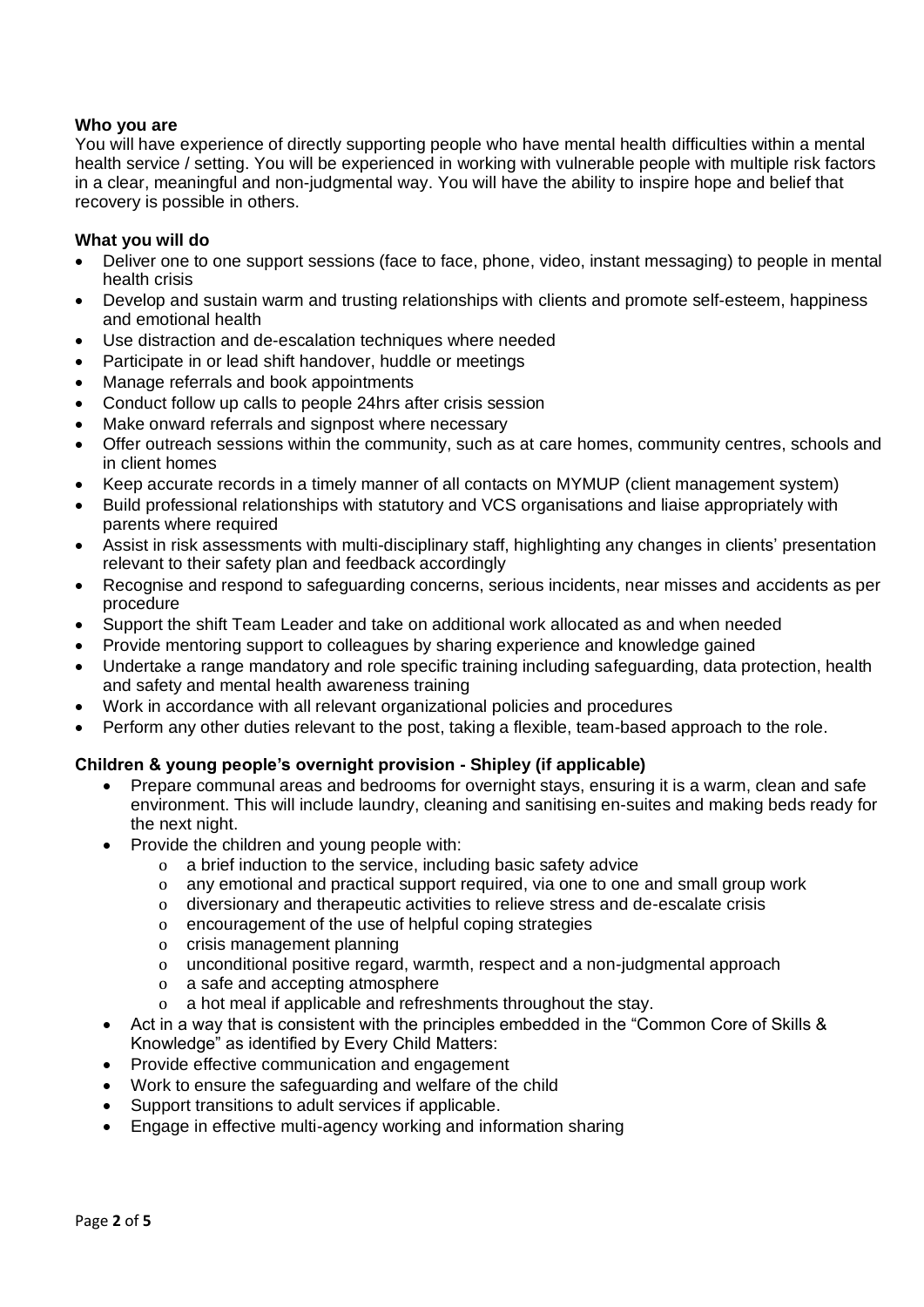**Who you are**

You will have experience of directly supporting people who have mental health difficulties within a mental health service / setting. You will be experienced in working with vulnerable people with multiple risk factors in a clear, meaningful and non-judgmental way. You will have the ability to inspire hope and belief that recovery is possible in others.

**What you will do**

- Deliver one to one support sessions (face to face, phone, video, instant messaging) to people in mental health crisis
- Develop and sustain warm and trusting relationships with clients and promote self-esteem, happiness and emotional health
- Use distraction and de-escalation techniques where needed
- Participate in or lead shift handover, huddle or meetings
- Manage referrals and book appointments
- Conduct follow up calls to people 24hrs after crisis session
- Make onward referrals and signpost where necessary
- Offer outreach sessions within the community, such as at care homes, community centres, schools and in client homes
- Keep accurate records in a timely manner of all contacts on MYMUP (client management system)
- Build professional relationships with statutory and VCS organisations and liaise appropriately with parents where required
- Assist in risk assessments with multi-disciplinary staff, highlighting any changes in clients' presentation relevant to their safety plan and feedback accordingly
- Recognise and respond to safeguarding concerns, serious incidents, near misses and accidents as per procedure
- Support the shift Team Leader and take on additional work allocated as and when needed
- Provide mentoring support to colleagues by sharing experience and knowledge gained
- Undertake a range mandatory and role specific training including safeguarding, data protection, health and safety and mental health awareness training
- Work in accordance with all relevant organizational policies and procedures
- Perform any other duties relevant to the post, taking a flexible, team-based approach to the role.

**Children & young people's overnight provision - Shipley (if applicable)**

- Prepare communal areas and bedrooms for overnight stays, ensuring it is a warm, clean and safe environment. This will include laundry, cleaning and sanitising en-suites and making beds ready for the next night.
- Provide the children and young people with:
  - a brief induction to the service, including basic safety advice
  - any emotional and practical support required, via one to one and small group work
  - diversionary and therapeutic activities to relieve stress and de-escalate crisis
  - encouragement of the use of helpful coping strategies
  - crisis management planning
  - unconditional positive regard, warmth, respect and a non-judgmental approach
  - a safe and accepting atmosphere
  - a hot meal if applicable and refreshments throughout the stay.
- Act in a way that is consistent with the principles embedded in the "Common Core of Skills & Knowledge" as identified by Every Child Matters:
- Provide effective communication and engagement
- Work to ensure the safeguarding and welfare of the child
- Support transitions to adult services if applicable.
- Engage in effective multi-agency working and information sharing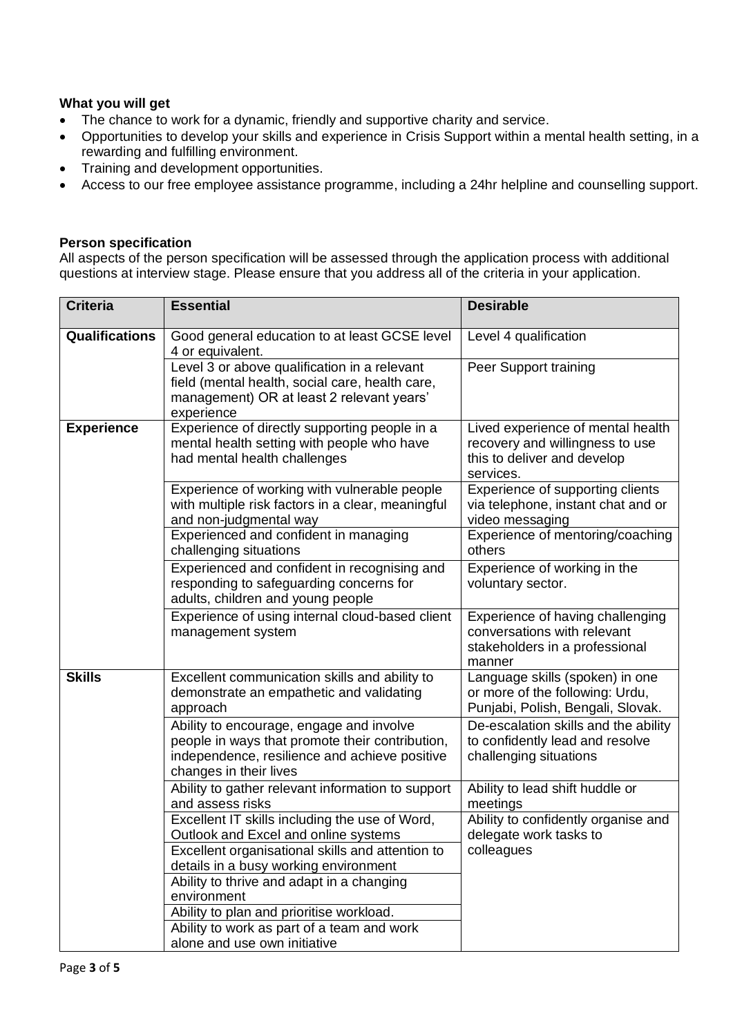**What you will get**

- The chance to work for a dynamic, friendly and supportive charity and service.
- Opportunities to develop your skills and experience in Crisis Support within a mental health setting, in a rewarding and fulfilling environment.
- Training and development opportunities.
- Access to our free employee assistance programme, including a 24hr helpline and counselling support.

**Person specification**

All aspects of the person specification will be assessed through the application process with additional questions at interview stage. Please ensure that you address all of the criteria in your application.

| Criteria | Essential | Desirable |
|---|---|---|
| **Qualifications** | Good general education to at least GCSE level 4 or equivalent. | Level 4 qualification |
| | Level 3 or above qualification in a relevant field (mental health, social care, health care, management) OR at least 2 relevant years' experience | Peer Support training |
| **Experience** | Experience of directly supporting people in a mental health setting with people who have had mental health challenges | Lived experience of mental health recovery and willingness to use this to deliver and develop services. |
| | Experience of working with vulnerable people with multiple risk factors in a clear, meaningful and non-judgmental way | Experience of supporting clients via telephone, instant chat and or video messaging |
| | Experienced and confident in managing challenging situations | Experience of mentoring/coaching others |
| | Experienced and confident in recognising and responding to safeguarding concerns for adults, children and young people | Experience of working in the voluntary sector. |
| | Experience of using internal cloud-based client management system | Experience of having challenging conversations with relevant stakeholders in a professional manner |
| **Skills** | Excellent communication skills and ability to demonstrate an empathetic and validating approach | Language skills (spoken) in one or more of the following: Urdu, Punjabi, Polish, Bengali, Slovak. |
| | Ability to encourage, engage and involve people in ways that promote their contribution, independence, resilience and achieve positive changes in their lives | De-escalation skills and the ability to confidently lead and resolve challenging situations |
| | Ability to gather relevant information to support and assess risks | Ability to lead shift huddle or meetings |
| | Excellent IT skills including the use of Word, Outlook and Excel and online systems | Ability to confidently organise and delegate work tasks to colleagues |
| | Excellent organisational skills and attention to details in a busy working environment | |
| | Ability to thrive and adapt in a changing environment | |
| | Ability to plan and prioritise workload. | |
| | Ability to work as part of a team and work alone and use own initiative | |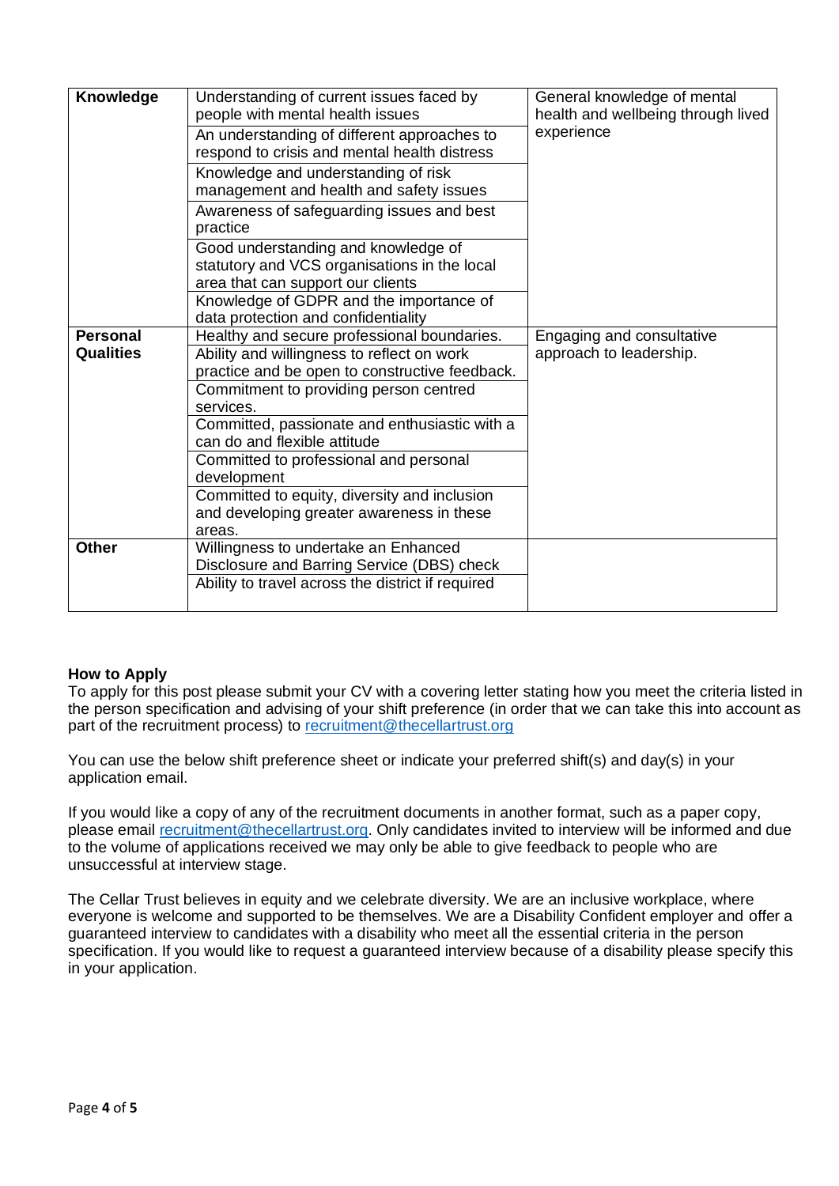| | | |
|---|---|---|
| **Knowledge** | Understanding of current issues faced by people with mental health issues | General knowledge of mental health and wellbeing through lived experience |
| | An understanding of different approaches to respond to crisis and mental health distress | |
| | Knowledge and understanding of risk management and health and safety issues | |
| | Awareness of safeguarding issues and best practice | |
| | Good understanding and knowledge of statutory and VCS organisations in the local area that can support our clients | |
| | Knowledge of GDPR and the importance of data protection and confidentiality | |
| **Personal Qualities** | Healthy and secure professional boundaries. | Engaging and consultative approach to leadership. |
| | Ability and willingness to reflect on work practice and be open to constructive feedback. | |
| | Commitment to providing person centred services. | |
| | Committed, passionate and enthusiastic with a can do and flexible attitude | |
| | Committed to professional and personal development | |
| | Committed to equity, diversity and inclusion and developing greater awareness in these areas. | |
| **Other** | Willingness to undertake an Enhanced Disclosure and Barring Service (DBS) check | |
| | Ability to travel across the district if required | |

**How to Apply**

To apply for this post please submit your CV with a covering letter stating how you meet the criteria listed in the person specification and advising of your shift preference (in order that we can take this into account as part of the recruitment process) to recruitment@thecellartrust.org

You can use the below shift preference sheet or indicate your preferred shift(s) and day(s) in your application email.

If you would like a copy of any of the recruitment documents in another format, such as a paper copy, please email recruitment@thecellartrust.org. Only candidates invited to interview will be informed and due to the volume of applications received we may only be able to give feedback to people who are unsuccessful at interview stage.

The Cellar Trust believes in equity and we celebrate diversity. We are an inclusive workplace, where everyone is welcome and supported to be themselves. We are a Disability Confident employer and offer a guaranteed interview to candidates with a disability who meet all the essential criteria in the person specification. If you would like to request a guaranteed interview because of a disability please specify this in your application.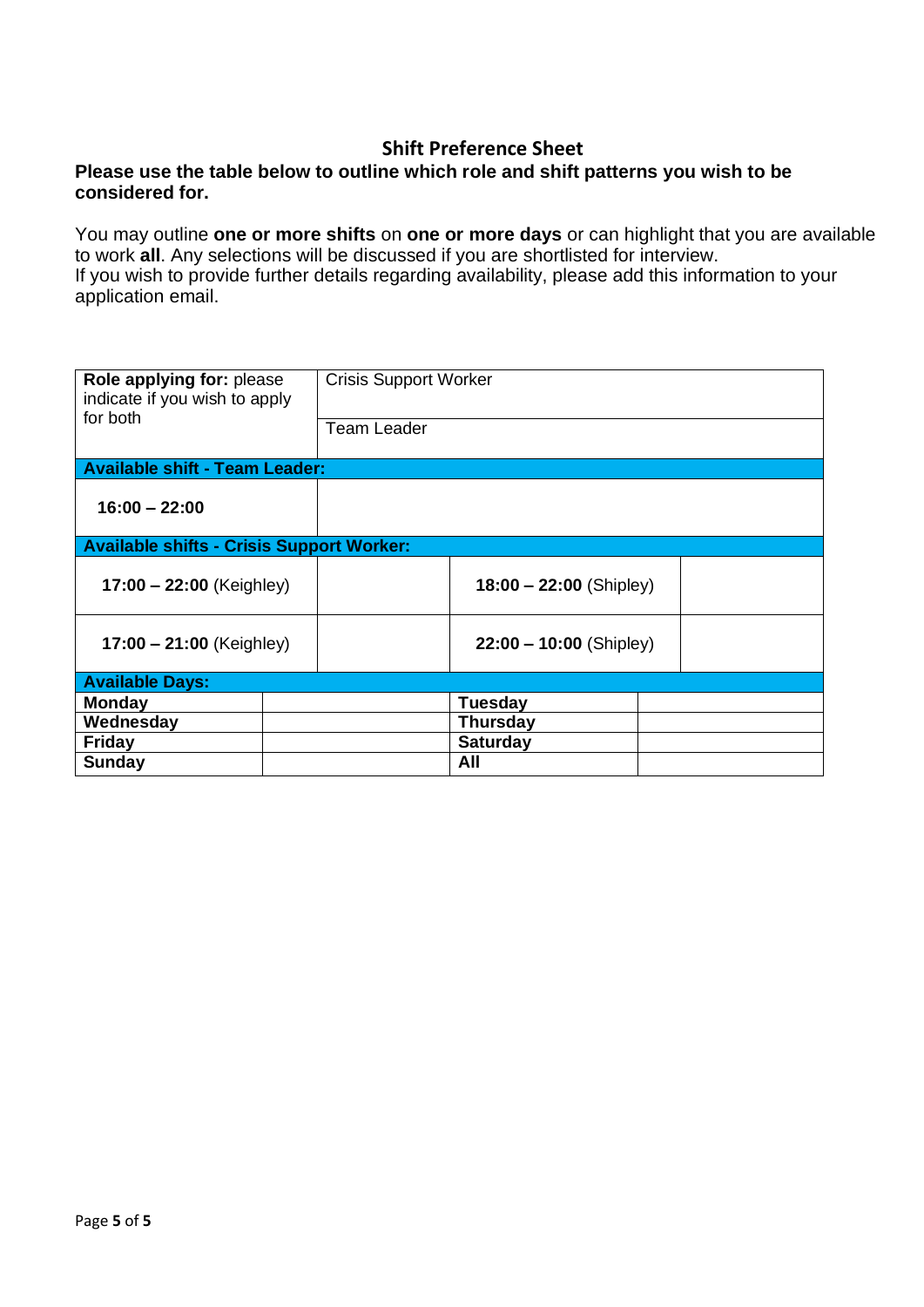## Shift Preference Sheet

**Please use the table below to outline which role and shift patterns you wish to be considered for.**

You may outline **one or more shifts** on **one or more days** or can highlight that you are available to work **all**. Any selections will be discussed if you are shortlisted for interview.
If you wish to provide further details regarding availability, please add this information to your application email.

| | | | |
|---|---|---|---|
| **Role applying for:** please indicate if you wish to apply for both | Crisis Support Worker | | |
| | Team Leader | | |
| **Available shift - Team Leader:** | | | |
| **16:00 – 22:00** | | | |
| **Available shifts - Crisis Support Worker:** | | | |
| **17:00 – 22:00** (Keighley) | | **18:00 – 22:00** (Shipley) | |
| **17:00 – 21:00** (Keighley) | | **22:00 – 10:00** (Shipley) | |
| **Available Days:** | | | |
| **Monday** | | **Tuesday** | |
| **Wednesday** | | **Thursday** | |
| **Friday** | | **Saturday** | |
| **Sunday** | | **All** | |